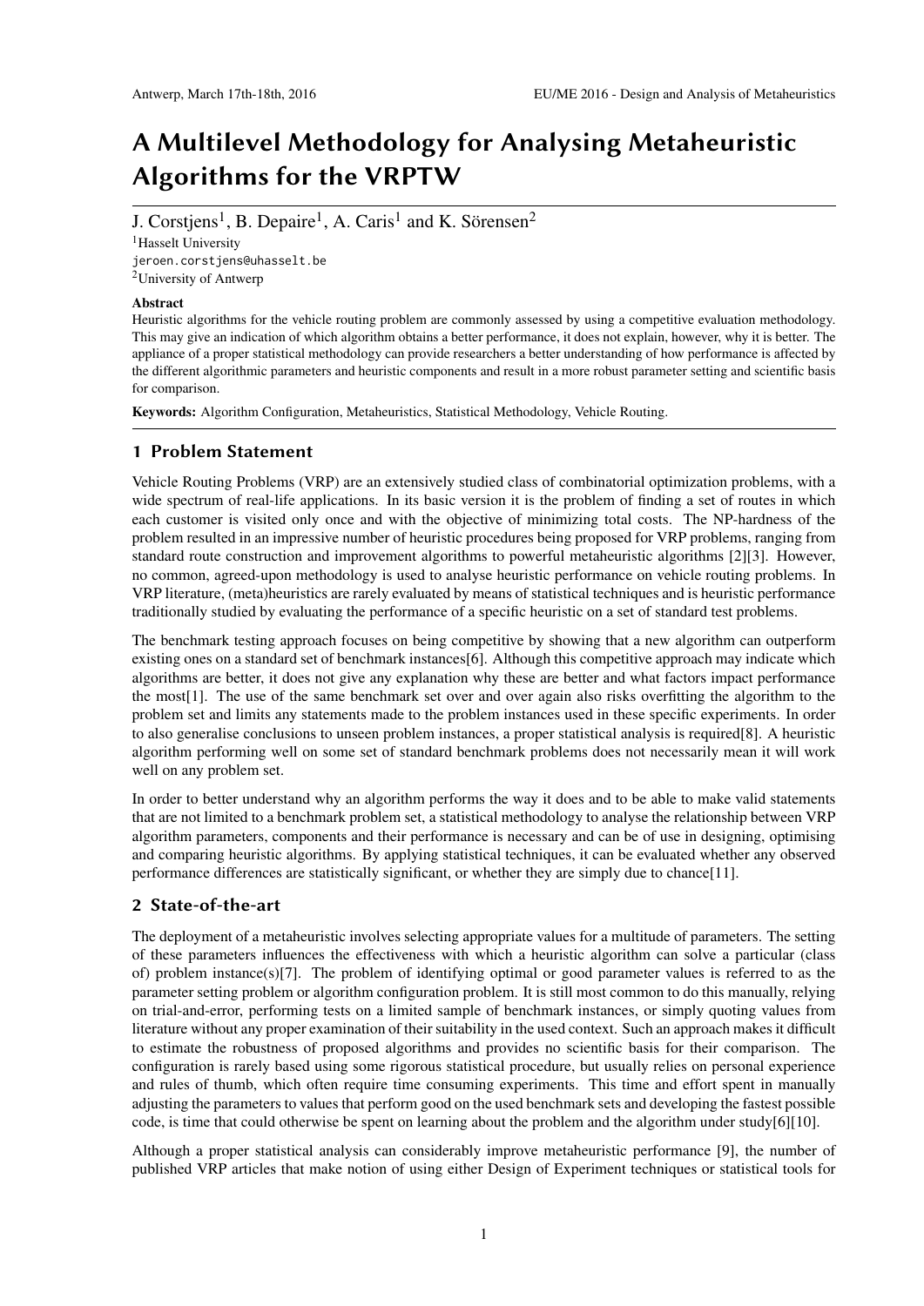# A Multilevel Methodology for Analysing Metaheuristic Algorithms for the VRPTW

J. Corstjens[1], B. Depaire[1], A. Caris[1] and K. Sörensen[2]

[1]Hasselt University

jeroen.corstjens@uhasselt.be

[2]University of Antwerp

**Abstract**

Heuristic algorithms for the vehicle routing problem are commonly assessed by using a competitive evaluation methodology. This may give an indication of which algorithm obtains a better performance, it does not explain, however, why it is better. The appliance of a proper statistical methodology can provide researchers a better understanding of how performance is affected by the different algorithmic parameters and heuristic components and result in a more robust parameter setting and scientific basis for comparison.

**Keywords:** Algorithm Configuration, Metaheuristics, Statistical Methodology, Vehicle Routing.

## 1 Problem Statement

Vehicle Routing Problems (VRP) are an extensively studied class of combinatorial optimization problems, with a wide spectrum of real-life applications. In its basic version it is the problem of finding a set of routes in which each customer is visited only once and with the objective of minimizing total costs. The NP-hardness of the problem resulted in an impressive number of heuristic procedures being proposed for VRP problems, ranging from standard route construction and improvement algorithms to powerful metaheuristic algorithms [2][3]. However, no common, agreed-upon methodology is used to analyse heuristic performance on vehicle routing problems. In VRP literature, (meta)heuristics are rarely evaluated by means of statistical techniques and is heuristic performance traditionally studied by evaluating the performance of a specific heuristic on a set of standard test problems.

The benchmark testing approach focuses on being competitive by showing that a new algorithm can outperform existing ones on a standard set of benchmark instances[6]. Although this competitive approach may indicate which algorithms are better, it does not give any explanation why these are better and what factors impact performance the most[1]. The use of the same benchmark set over and over again also risks overfitting the algorithm to the problem set and limits any statements made to the problem instances used in these specific experiments. In order to also generalise conclusions to unseen problem instances, a proper statistical analysis is required[8]. A heuristic algorithm performing well on some set of standard benchmark problems does not necessarily mean it will work well on any problem set.

In order to better understand why an algorithm performs the way it does and to be able to make valid statements that are not limited to a benchmark problem set, a statistical methodology to analyse the relationship between VRP algorithm parameters, components and their performance is necessary and can be of use in designing, optimising and comparing heuristic algorithms. By applying statistical techniques, it can be evaluated whether any observed performance differences are statistically significant, or whether they are simply due to chance[11].

## 2 State-of-the-art

The deployment of a metaheuristic involves selecting appropriate values for a multitude of parameters. The setting of these parameters influences the effectiveness with which a heuristic algorithm can solve a particular (class of) problem instance(s)[7]. The problem of identifying optimal or good parameter values is referred to as the parameter setting problem or algorithm configuration problem. It is still most common to do this manually, relying on trial-and-error, performing tests on a limited sample of benchmark instances, or simply quoting values from literature without any proper examination of their suitability in the used context. Such an approach makes it difficult to estimate the robustness of proposed algorithms and provides no scientific basis for their comparison. The configuration is rarely based using some rigorous statistical procedure, but usually relies on personal experience and rules of thumb, which often require time consuming experiments. This time and effort spent in manually adjusting the parameters to values that perform good on the used benchmark sets and developing the fastest possible code, is time that could otherwise be spent on learning about the problem and the algorithm under study[6][10].

Although a proper statistical analysis can considerably improve metaheuristic performance [9], the number of published VRP articles that make notion of using either Design of Experiment techniques or statistical tools for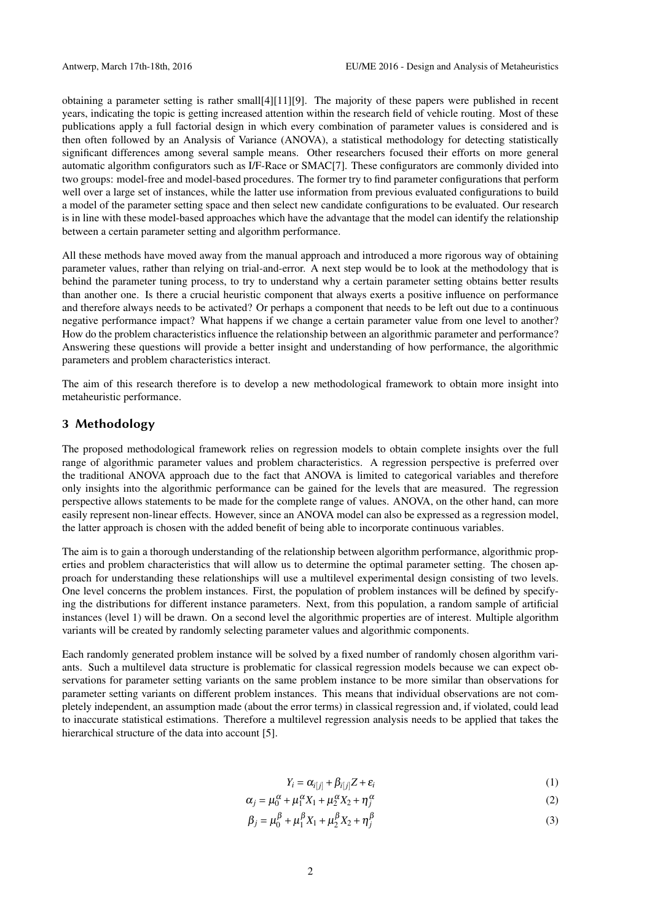obtaining a parameter setting is rather small[4][11][9]. The majority of these papers were published in recent years, indicating the topic is getting increased attention within the research field of vehicle routing. Most of these publications apply a full factorial design in which every combination of parameter values is considered and is then often followed by an Analysis of Variance (ANOVA), a statistical methodology for detecting statistically significant differences among several sample means. Other researchers focused their efforts on more general automatic algorithm configurators such as I/F-Race or SMAC[7]. These configurators are commonly divided into two groups: model-free and model-based procedures. The former try to find parameter configurations that perform well over a large set of instances, while the latter use information from previous evaluated configurations to build a model of the parameter setting space and then select new candidate configurations to be evaluated. Our research is in line with these model-based approaches which have the advantage that the model can identify the relationship between a certain parameter setting and algorithm performance.

All these methods have moved away from the manual approach and introduced a more rigorous way of obtaining parameter values, rather than relying on trial-and-error. A next step would be to look at the methodology that is behind the parameter tuning process, to try to understand why a certain parameter setting obtains better results than another one. Is there a crucial heuristic component that always exerts a positive influence on performance and therefore always needs to be activated? Or perhaps a component that needs to be left out due to a continuous negative performance impact? What happens if we change a certain parameter value from one level to another? How do the problem characteristics influence the relationship between an algorithmic parameter and performance? Answering these questions will provide a better insight and understanding of how performance, the algorithmic parameters and problem characteristics interact.

The aim of this research therefore is to develop a new methodological framework to obtain more insight into metaheuristic performance.

## 3 Methodology

The proposed methodological framework relies on regression models to obtain complete insights over the full range of algorithmic parameter values and problem characteristics. A regression perspective is preferred over the traditional ANOVA approach due to the fact that ANOVA is limited to categorical variables and therefore only insights into the algorithmic performance can be gained for the levels that are measured. The regression perspective allows statements to be made for the complete range of values. ANOVA, on the other hand, can more easily represent non-linear effects. However, since an ANOVA model can also be expressed as a regression model, the latter approach is chosen with the added benefit of being able to incorporate continuous variables.

The aim is to gain a thorough understanding of the relationship between algorithm performance, algorithmic properties and problem characteristics that will allow us to determine the optimal parameter setting. The chosen approach for understanding these relationships will use a multilevel experimental design consisting of two levels. One level concerns the problem instances. First, the population of problem instances will be defined by specifying the distributions for different instance parameters. Next, from this population, a random sample of artificial instances (level 1) will be drawn. On a second level the algorithmic properties are of interest. Multiple algorithm variants will be created by randomly selecting parameter values and algorithmic components.

Each randomly generated problem instance will be solved by a fixed number of randomly chosen algorithm variants. Such a multilevel data structure is problematic for classical regression models because we can expect observations for parameter setting variants on the same problem instance to be more similar than observations for parameter setting variants on different problem instances. This means that individual observations are not completely independent, an assumption made (about the error terms) in classical regression and, if violated, could lead to inaccurate statistical estimations. Therefore a multilevel regression analysis needs to be applied that takes the hierarchical structure of the data into account [5].

$$Y_i = \alpha_{i[j]} + \beta_{i[j]} Z + \varepsilon_i \tag{1}$$

$$\alpha_j = \mu_0^{\alpha} + \mu_1^{\alpha} X_1 + \mu_2^{\alpha} X_2 + \eta_j^{\alpha} \tag{2}$$

$$\beta_j = \mu_0^{\beta} + \mu_1^{\beta} X_1 + \mu_2^{\beta} X_2 + \eta_j^{\beta} \tag{3}$$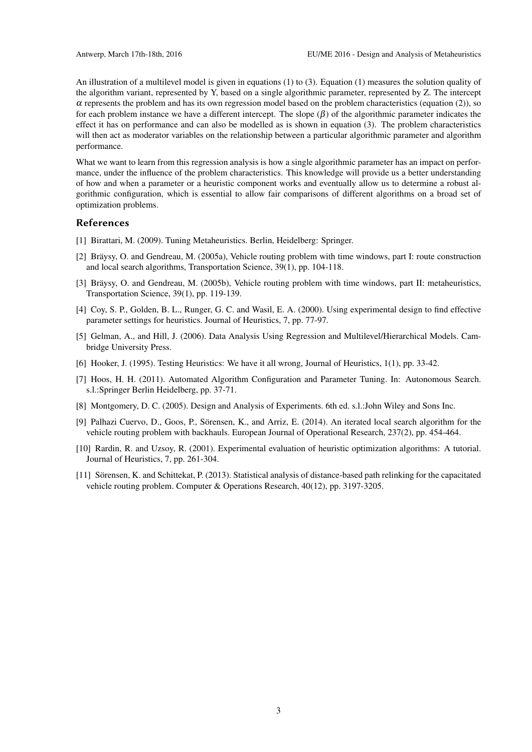An illustration of a multilevel model is given in equations (1) to (3). Equation (1) measures the solution quality of the algorithm variant, represented by Y, based on a single algorithmic parameter, represented by Z. The intercept $\alpha$ represents the problem and has its own regression model based on the problem characteristics (equation (2)), so for each problem instance we have a different intercept. The slope ($\beta$) of the algorithmic parameter indicates the effect it has on performance and can also be modelled as is shown in equation (3). The problem characteristics will then act as moderator variables on the relationship between a particular algorithmic parameter and algorithm performance.

What we want to learn from this regression analysis is how a single algorithmic parameter has an impact on performance, under the influence of the problem characteristics. This knowledge will provide us a better understanding of how and when a parameter or a heuristic component works and eventually allow us to determine a robust algorithmic configuration, which is essential to allow fair comparisons of different algorithms on a broad set of optimization problems.

## References

[1] Birattari, M. (2009). Tuning Metaheuristics. Berlin, Heidelberg: Springer.

[2] Bräysy, O. and Gendreau, M. (2005a), Vehicle routing problem with time windows, part I: route construction and local search algorithms, Transportation Science, 39(1), pp. 104-118.

[3] Bräysy, O. and Gendreau, M. (2005b), Vehicle routing problem with time windows, part II: metaheuristics, Transportation Science, 39(1), pp. 119-139.

[4] Coy, S. P., Golden, B. L., Runger, G. C. and Wasil, E. A. (2000). Using experimental design to find effective parameter settings for heuristics. Journal of Heuristics, 7, pp. 77-97.

[5] Gelman, A., and Hill, J. (2006). Data Analysis Using Regression and Multilevel/Hierarchical Models. Cambridge University Press.

[6] Hooker, J. (1995). Testing Heuristics: We have it all wrong, Journal of Heuristics, 1(1), pp. 33-42.

[7] Hoos, H. H. (2011). Automated Algorithm Configuration and Parameter Tuning. In: Autonomous Search. s.l.:Springer Berlin Heidelberg, pp. 37-71.

[8] Montgomery, D. C. (2005). Design and Analysis of Experiments. 6th ed. s.l.:John Wiley and Sons Inc.

[9] Palhazi Cuervo, D., Goos, P., Sörensen, K., and Arriz, E. (2014). An iterated local search algorithm for the vehicle routing problem with backhauls. European Journal of Operational Research, 237(2), pp. 454-464.

[10] Rardin, R. and Uzsoy, R. (2001). Experimental evaluation of heuristic optimization algorithms: A tutorial. Journal of Heuristics, 7, pp. 261-304.

[11] Sörensen, K. and Schittekat, P. (2013). Statistical analysis of distance-based path relinking for the capacitated vehicle routing problem. Computer & Operations Research, 40(12), pp. 3197-3205.